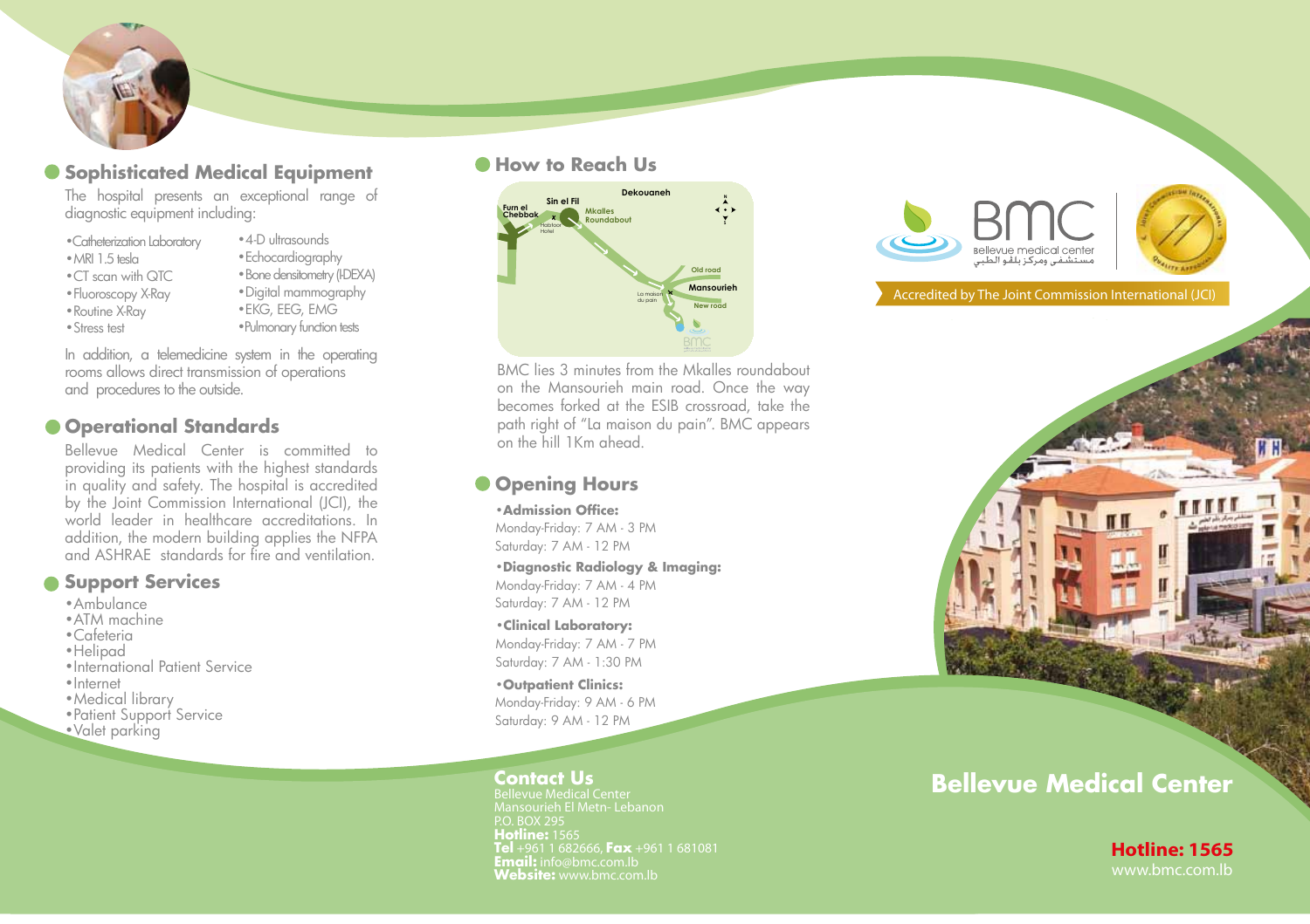## Sophisticated Medical Equipment

The hospital presents an exceptional range of diagnostic equipment including:

- Catheterization Laboratory
- MRI 1.5 tesla
- CT scan with QTC
- Fluoroscopy X-Ray
- Routine X-Ray
- Stress test
- 4-D ultrasounds
- Echocardiography
- Bone densitometry (I-DEXA)
- Digital mammography
- EKG, EEG, EMG
- Pulmonary function tests

In addition, a telemedicine system in the operating rooms allows direct transmission of operations and procedures to the outside.

## Operational Standards

Bellevue Medical Center is committed to providing its patients with the highest standards in quality and safety. The hospital is accredited by the Joint Commission International (JCI), the world leader in healthcare accreditations. In addition, the modern building applies the NFPA and ASHRAE standards for fire and ventilation.

## Support Services

- Ambulance
- ATM machine
- Cafeteria
- Helipad
- International Patient Service
- Internet
- Medical library
- Patient Support Service
- Valet parking

## How to Reach Us

Dekouaneh
Sin el Fil
Furn el Chebbak
Mkalles Roundabout
Habtoor Hotel
Old road
Mansourieh
La maison du pain
New road
BMC

BMC lies 3 minutes from the Mkalles roundabout on the Mansourieh main road. Once the way becomes forked at the ESIB crossroad, take the path right of "La maison du pain". BMC appears on the hill 1Km ahead.

## Opening Hours

- **Admission Office:**
  Monday-Friday: 7 AM - 3 PM
  Saturday: 7 AM - 12 PM
- **Diagnostic Radiology & Imaging:**
  Monday-Friday: 7 AM - 4 PM
  Saturday: 7 AM - 12 PM
- **Clinical Laboratory:**
  Monday-Friday: 7 AM - 7 PM
  Saturday: 7 AM - 1:30 PM
- **Outpatient Clinics:**
  Monday-Friday: 9 AM - 6 PM
  Saturday: 9 AM - 12 PM

## Contact Us

Bellevue Medical Center
Mansourieh El Metn- Lebanon
P.O. BOX 295
**Hotline:** 1565
**Tel** +961 1 682666, **Fax** +961 1 681081
**Email:** info@bmc.com.lb
**Website:** www.bmc.com.lb

BMC
Bellevue medical center
مستشفى ومركز بلفو الطبي

Accredited by The Joint Commission International (JCI)

# Bellevue Medical Center

**Hotline: 1565**
www.bmc.com.lb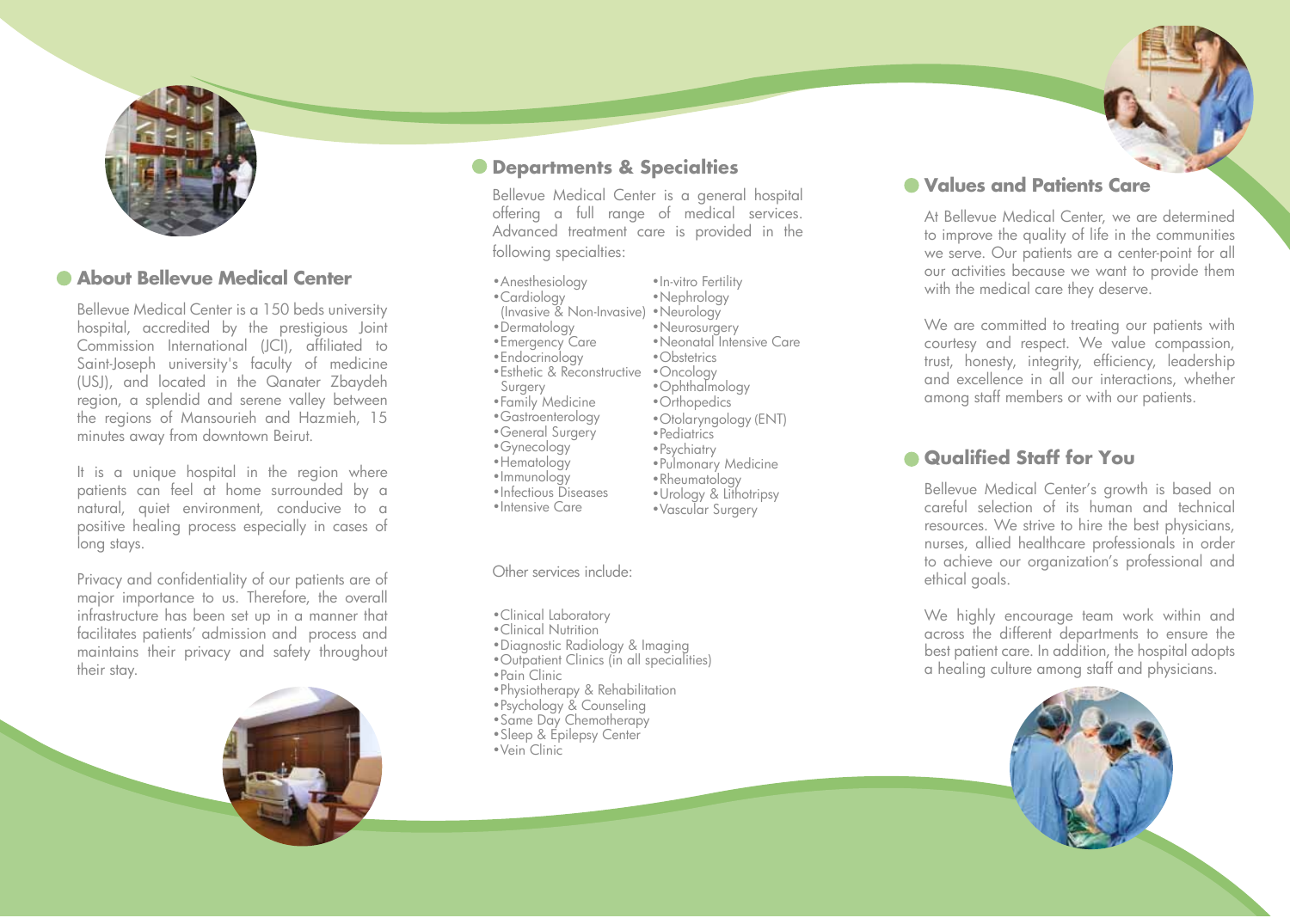## About Bellevue Medical Center

Bellevue Medical Center is a 150 beds university hospital, accredited by the prestigious Joint Commission International (JCI), affiliated to Saint-Joseph university's faculty of medicine (USJ), and located in the Qanater Zbaydeh region, a splendid and serene valley between the regions of Mansourieh and Hazmieh, 15 minutes away from downtown Beirut.

It is a unique hospital in the region where patients can feel at home surrounded by a natural, quiet environment, conducive to a positive healing process especially in cases of long stays.

Privacy and confidentiality of our patients are of major importance to us. Therefore, the overall infrastructure has been set up in a manner that facilitates patients' admission and process and maintains their privacy and safety throughout their stay.

## Departments & Specialties

Bellevue Medical Center is a general hospital offering a full range of medical services. Advanced treatment care is provided in the following specialties:

- Anesthesiology
- Cardiology (Invasive & Non-Invasive)
- Dermatology
- Emergency Care
- Endocrinology
- Esthetic & Reconstructive Surgery
- Family Medicine
- Gastroenterology
- General Surgery
- Gynecology
- Hematology
- Immunology
- Infectious Diseases
- Intensive Care
- In-vitro Fertility
- Nephrology
- Neurology
- Neurosurgery
- Neonatal Intensive Care
- Obstetrics
- Oncology
- Ophthalmology
- Orthopedics
- Otolaryngology (ENT)
- Pediatrics
- Psychiatry
- Pulmonary Medicine
- Rheumatology
- Urology & Lithotripsy
- Vascular Surgery

Other services include:

- Clinical Laboratory
- Clinical Nutrition
- Diagnostic Radiology & Imaging
- Outpatient Clinics (in all specialities)
- Pain Clinic
- Physiotherapy & Rehabilitation
- Psychology & Counseling
- Same Day Chemotherapy
- Sleep & Epilepsy Center
- Vein Clinic

## Values and Patients Care

At Bellevue Medical Center, we are determined to improve the quality of life in the communities we serve. Our patients are a center-point for all our activities because we want to provide them with the medical care they deserve.

We are committed to treating our patients with courtesy and respect. We value compassion, trust, honesty, integrity, efficiency, leadership and excellence in all our interactions, whether among staff members or with our patients.

## Qualified Staff for You

Bellevue Medical Center's growth is based on careful selection of its human and technical resources. We strive to hire the best physicians, nurses, allied healthcare professionals in order to achieve our organization's professional and ethical goals.

We highly encourage team work within and across the different departments to ensure the best patient care. In addition, the hospital adopts a healing culture among staff and physicians.